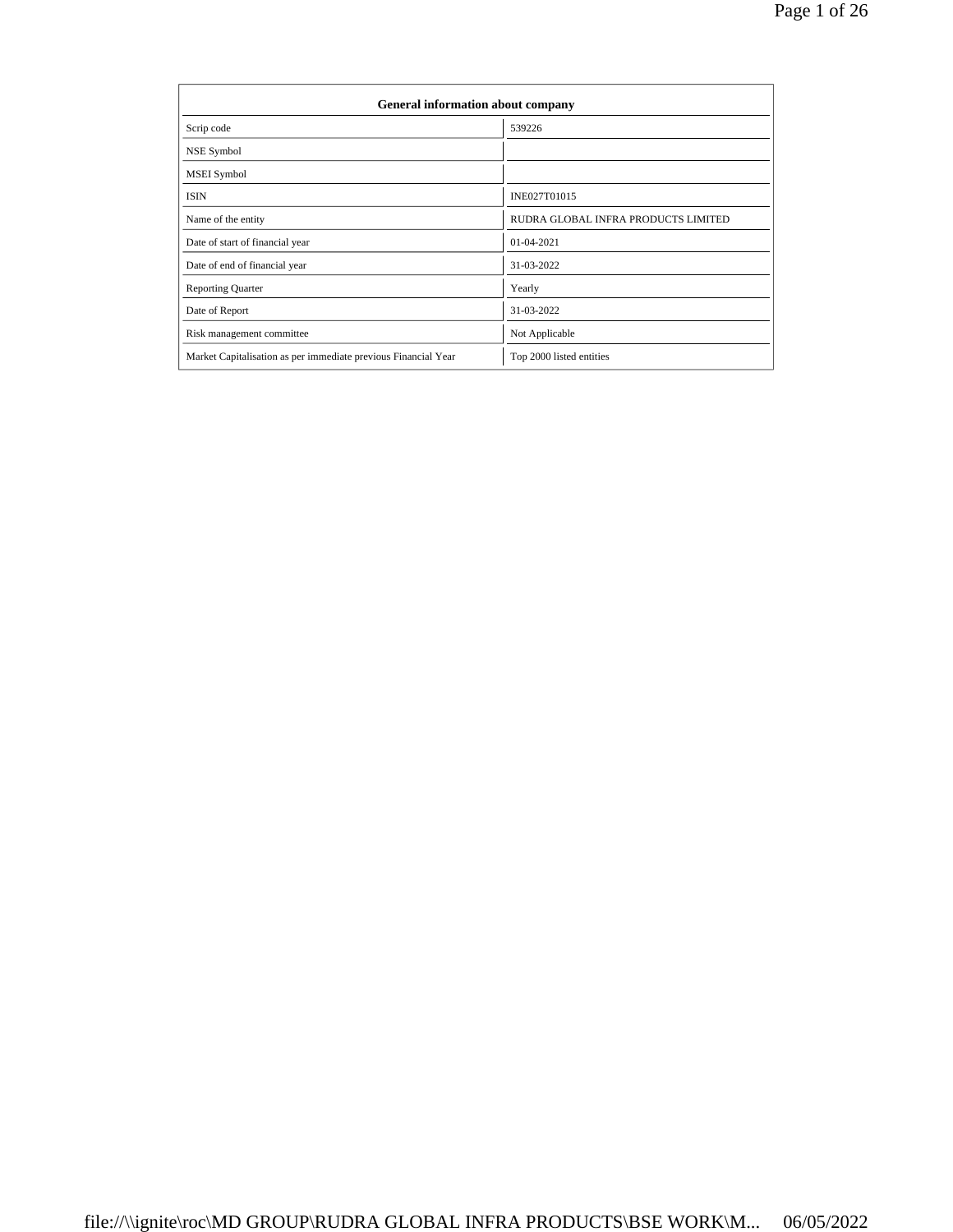| General information about company | |
|---|---|
| Scrip code | 539226 |
| NSE Symbol | |
| MSEI Symbol | |
| ISIN | INE027T01015 |
| Name of the entity | RUDRA GLOBAL INFRA PRODUCTS LIMITED |
| Date of start of financial year | 01-04-2021 |
| Date of end of financial year | 31-03-2022 |
| Reporting Quarter | Yearly |
| Date of Report | 31-03-2022 |
| Risk management committee | Not Applicable |
| Market Capitalisation as per immediate previous Financial Year | Top 2000 listed entities |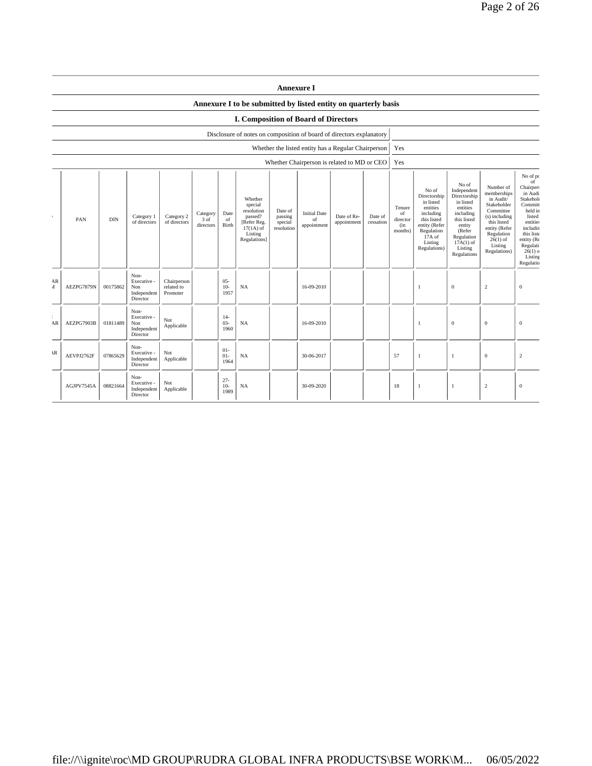# Annexure I

## Annexure I to be submitted by listed entity on quarterly basis

### I. Composition of Board of Directors

| | |
|---|---|
| Disclosure of notes on composition of board of directors explanatory | |
| Whether the listed entity has a Regular Chairperson | Yes |
| Whether Chairperson is related to MD or CEO | Yes |

| | PAN | DIN | Category 1 of directors | Category 2 of directors | Category 3 of directors | Date of Birth | Whether special resolution passed? [Refer Reg. 17(1A) of Listing Regulations] | Date of passing special resolution | Initial Date of appointment | Date of Re-appointment | Date of cessation | Tenure of director (in months) | No of Directorship in listed entities including this listed entity (Refer Regulation 17A of Listing Regulations) | No of Independent Directorship in listed entities including this listed entity (Refer Regulation 17A(1) of Listing Regulations | Number of memberships in Audit/ Stakeholder Committee (s) including this listed entity (Refer Regulation 26(1) of Listing Regulations) | No of po of Chairpers in Audi Stakehol Committ held in listed entities includin this liste entity (Re Regulati 26(1) o Listing Regulatio |
|---|---|---|---|---|---|---|---|---|---|---|---|---|---|---|---|---|
| AR A | AEZPG7879N | 00175862 | Non-Executive - Non Independent Director | Chairperson related to Promoter | | 05-10-1957 | NA | | 16-09-2010 | | | | 1 | 0 | 2 | 0 |
| AR | AEZPG7903B | 01811489 | Non-Executive - Non Independent Director | Not Applicable | | 14-03-1960 | NA | | 16-09-2010 | | | | 1 | 0 | 0 | 0 |
| AR | AEVPJ2762F | 07865629 | Non-Executive - Independent Director | Not Applicable | | 01-01-1964 | NA | | 30-06-2017 | | | 57 | 1 | 1 | 0 | 2 |
| | AGJPV7545A | 08821664 | Non-Executive - Independent Director | Not Applicable | | 27-10-1989 | NA | | 30-09-2020 | | | 18 | 1 | 1 | 2 | 0 |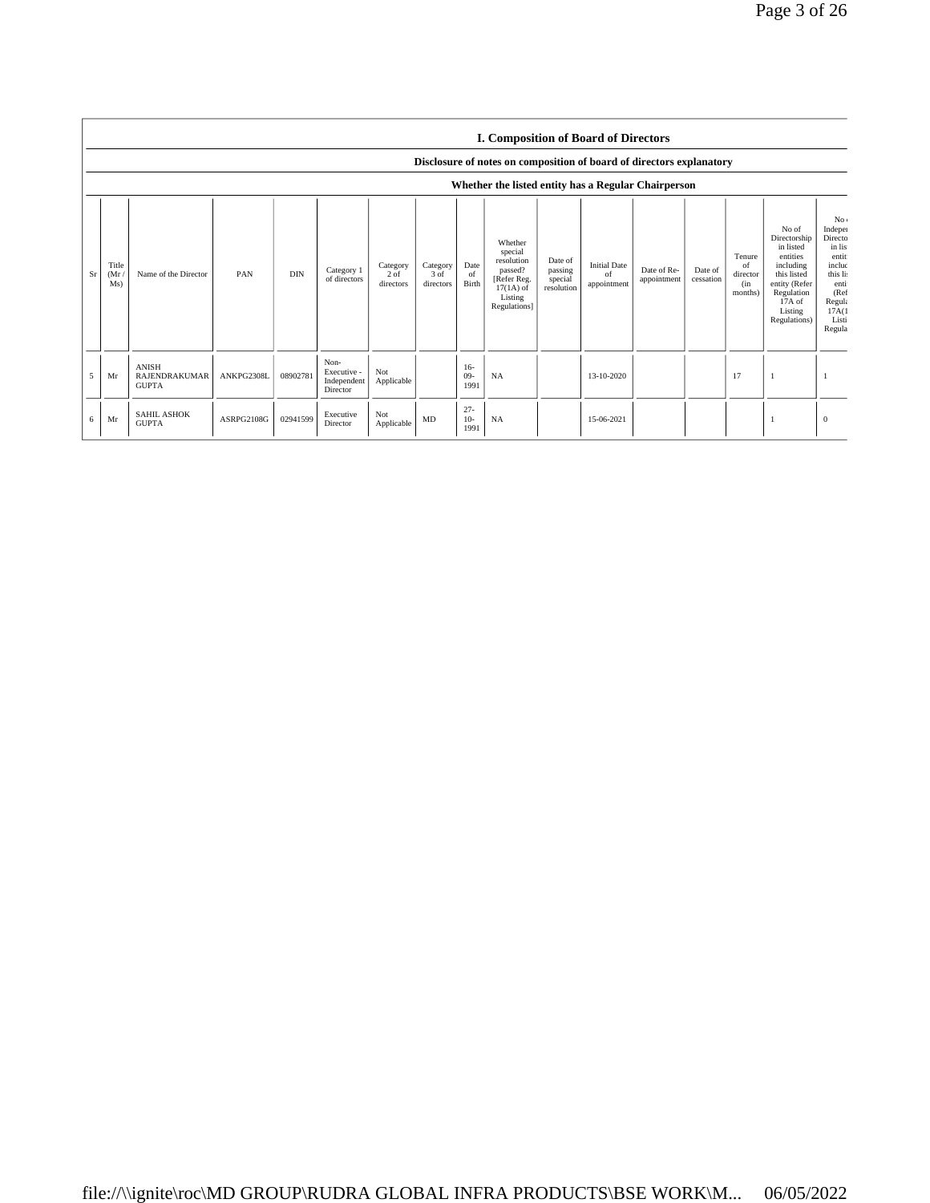## I. Composition of Board of Directors

### Disclosure of notes on composition of board of directors explanatory

### Whether the listed entity has a Regular Chairperson

| Sr | Title (Mr / Ms) | Name of the Director | PAN | DIN | Category 1 of directors | Category 2 of directors | Category 3 of directors | Date of Birth | Whether special resolution passed? [Refer Reg. 17(1A) of Listing Regulations] | Date of passing special resolution | Initial Date of appointment | Date of Re-appointment | Date of cessation | Tenure of director (in months) | No of Directorship in listed entities including this listed entity (Refer Regulation 17A of Listing Regulations) | No of Independent Directorship in listed entities including this listed entity (Refer Regulation 17A(1) of Listing Regulations) |
|---|---|---|---|---|---|---|---|---|---|---|---|---|---|---|---|---|
| 5 | Mr | ANISH RAJENDRAKUMAR GUPTA | ANKPG2308L | 08902781 | Non-Executive - Independent Director | Not Applicable | | 16-09-1991 | NA | | 13-10-2020 | | | 17 | 1 | 1 |
| 6 | Mr | SAHIL ASHOK GUPTA | ASRPG2108G | 02941599 | Executive Director | Not Applicable | MD | 27-10-1991 | NA | | 15-06-2021 | | | | 1 | 0 |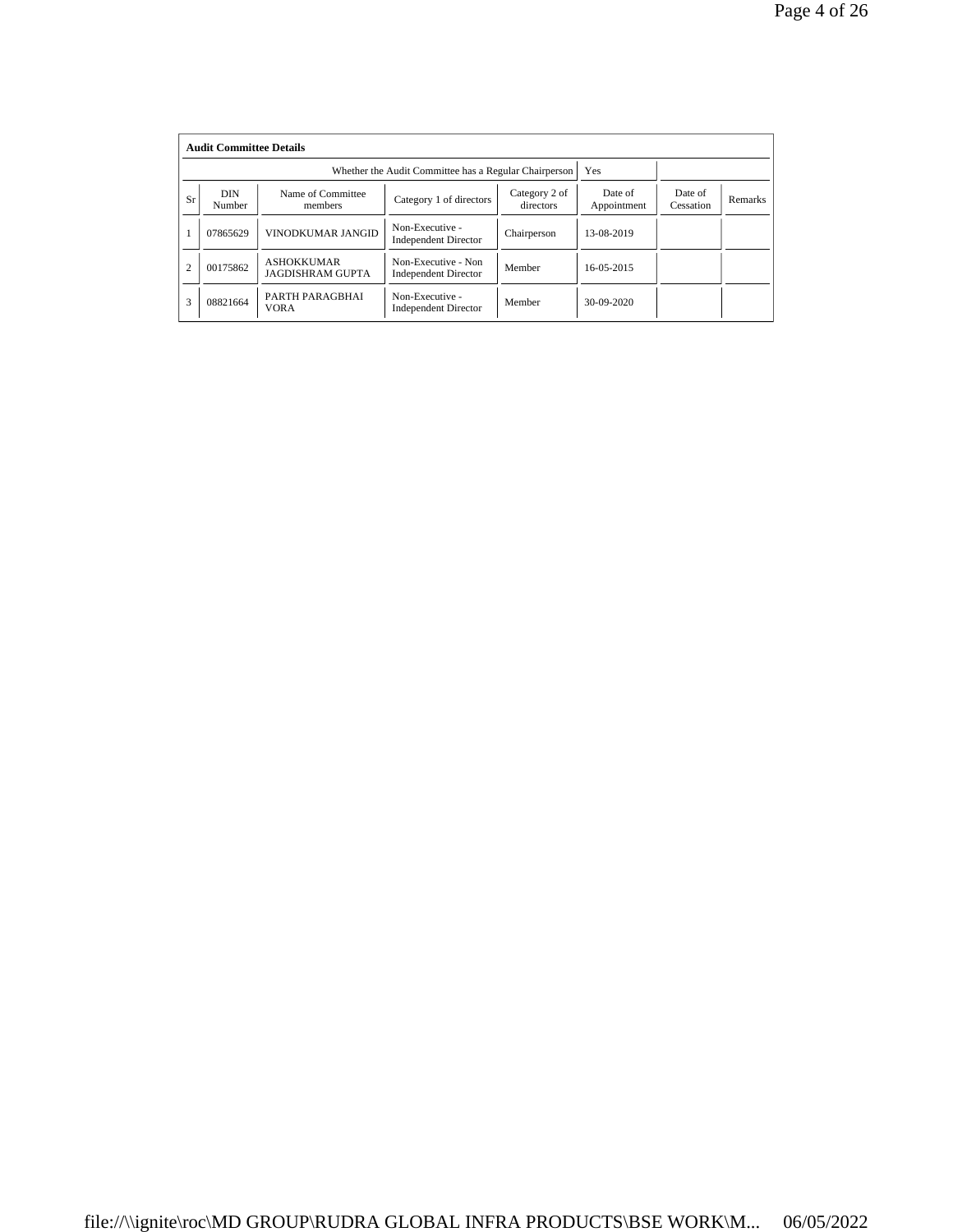**Audit Committee Details**

| | | | | | | | |
|---|---|---|---|---|---|---|---|
| Whether the Audit Committee has a Regular Chairperson | | | | | Yes | | |

| Sr | DIN Number | Name of Committee members | Category 1 of directors | Category 2 of directors | Date of Appointment | Date of Cessation | Remarks |
|---|---|---|---|---|---|---|---|
| 1 | 07865629 | VINODKUMAR JANGID | Non-Executive - Independent Director | Chairperson | 13-08-2019 | | |
| 2 | 00175862 | ASHOKKUMAR JAGDISHRAM GUPTA | Non-Executive - Non Independent Director | Member | 16-05-2015 | | |
| 3 | 08821664 | PARTH PARAGBHAI VORA | Non-Executive - Independent Director | Member | 30-09-2020 | | |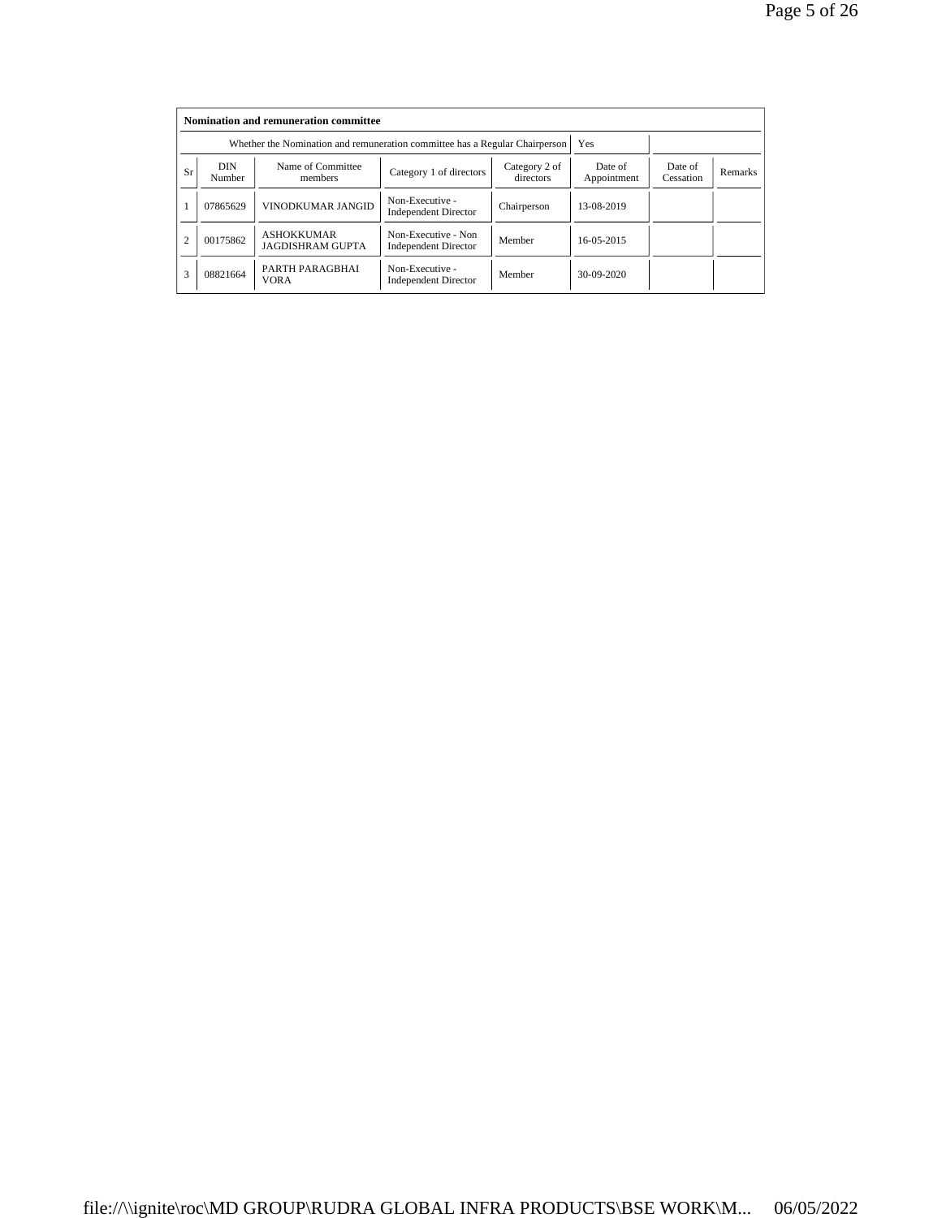| Nomination and remuneration committee | | | | | | | |
|---|---|---|---|---|---|---|---|
| Whether the Nomination and remuneration committee has a Regular Chairperson | | | | | Yes | | |
| Sr | DIN Number | Name of Committee members | Category 1 of directors | Category 2 of directors | Date of Appointment | Date of Cessation | Remarks |
| 1 | 07865629 | VINODKUMAR JANGID | Non-Executive - Independent Director | Chairperson | 13-08-2019 | | |
| 2 | 00175862 | ASHOKKUMAR JAGDISHRAM GUPTA | Non-Executive - Non Independent Director | Member | 16-05-2015 | | |
| 3 | 08821664 | PARTH PARAGBHAI VORA | Non-Executive - Independent Director | Member | 30-09-2020 | | |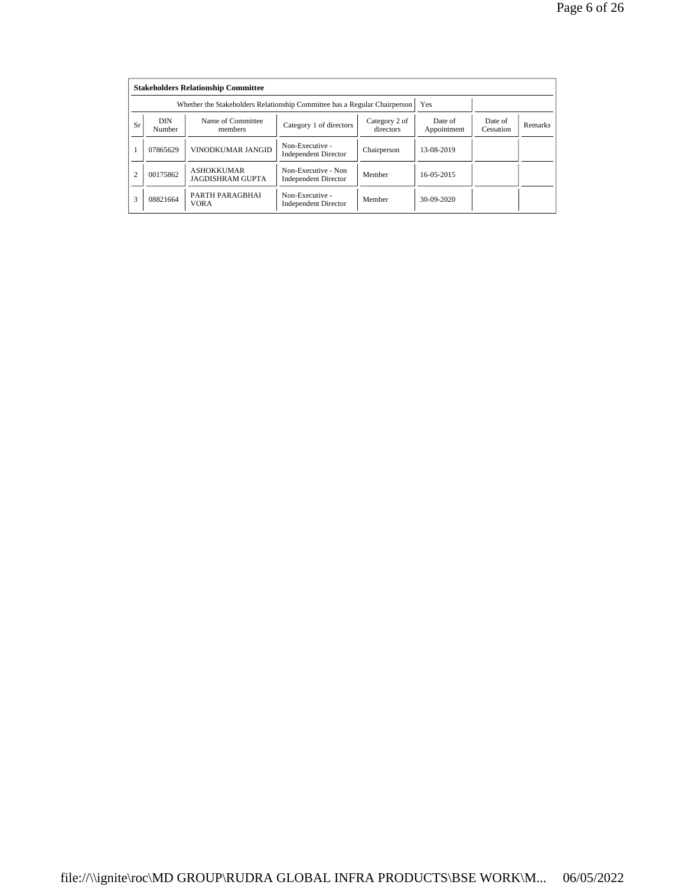**Stakeholders Relationship Committee**

| Whether the Stakeholders Relationship Committee has a Regular Chairperson | | | | | Yes | | |
|---|---|---|---|---|---|---|---|
| Sr | DIN Number | Name of Committee members | Category 1 of directors | Category 2 of directors | Date of Appointment | Date of Cessation | Remarks |
| 1 | 07865629 | VINODKUMAR JANGID | Non-Executive - Independent Director | Chairperson | 13-08-2019 | | |
| 2 | 00175862 | ASHOKKUMAR JAGDISHRAM GUPTA | Non-Executive - Non Independent Director | Member | 16-05-2015 | | |
| 3 | 08821664 | PARTH PARAGBHAI VORA | Non-Executive - Independent Director | Member | 30-09-2020 | | |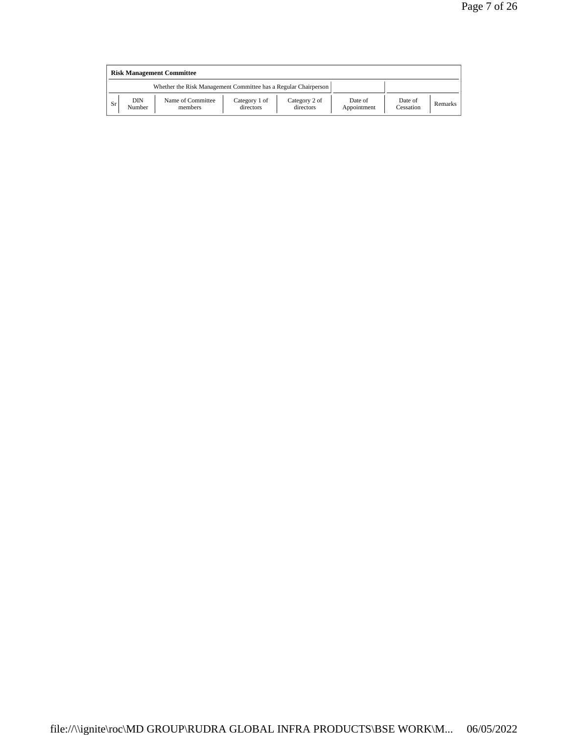**Risk Management Committee**

| Whether the Risk Management Committee has a Regular Chairperson | | | | | | | |
|---|---|---|---|---|---|---|---|
| Sr | DIN Number | Name of Committee members | Category 1 of directors | Category 2 of directors | Date of Appointment | Date of Cessation | Remarks |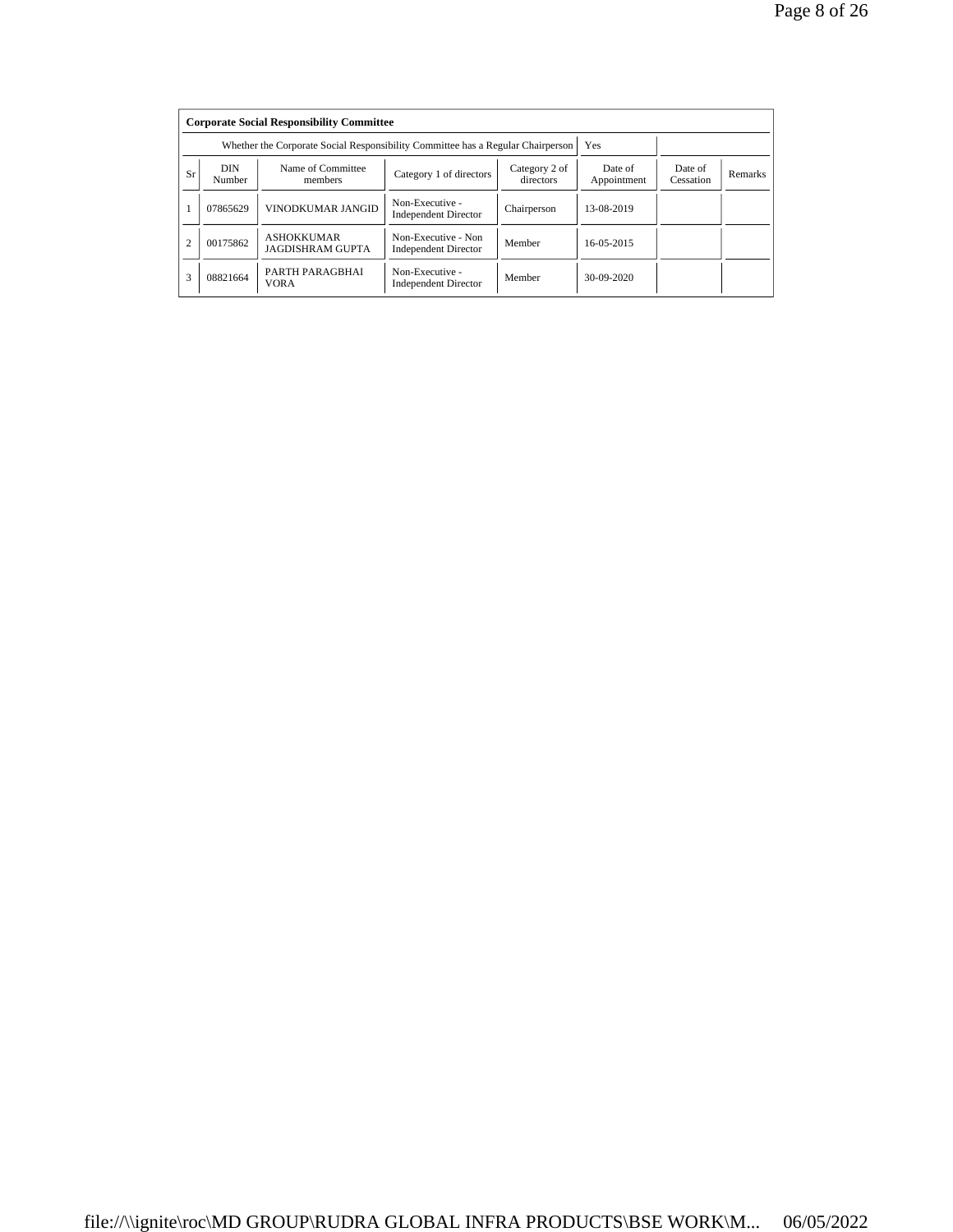**Corporate Social Responsibility Committee**

| Whether the Corporate Social Responsibility Committee has a Regular Chairperson | | | | Yes | | | |
|---|---|---|---|---|---|---|---|
| Sr | DIN Number | Name of Committee members | Category 1 of directors | Category 2 of directors | Date of Appointment | Date of Cessation | Remarks |
| 1 | 07865629 | VINODKUMAR JANGID | Non-Executive - Independent Director | Chairperson | 13-08-2019 | | |
| 2 | 00175862 | ASHOKKUMAR JAGDISHRAM GUPTA | Non-Executive - Non Independent Director | Member | 16-05-2015 | | |
| 3 | 08821664 | PARTH PARAGBHAI VORA | Non-Executive - Independent Director | Member | 30-09-2020 | | |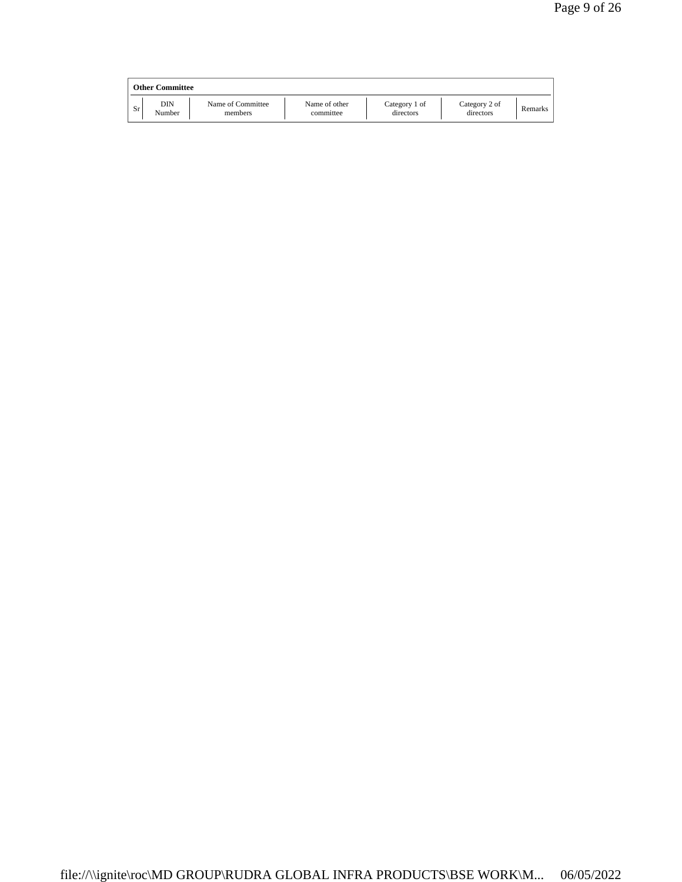| Other Committee | | | | | | |
|---|---|---|---|---|---|---|
| Sr | DIN Number | Name of Committee members | Name of other committee | Category 1 of directors | Category 2 of directors | Remarks |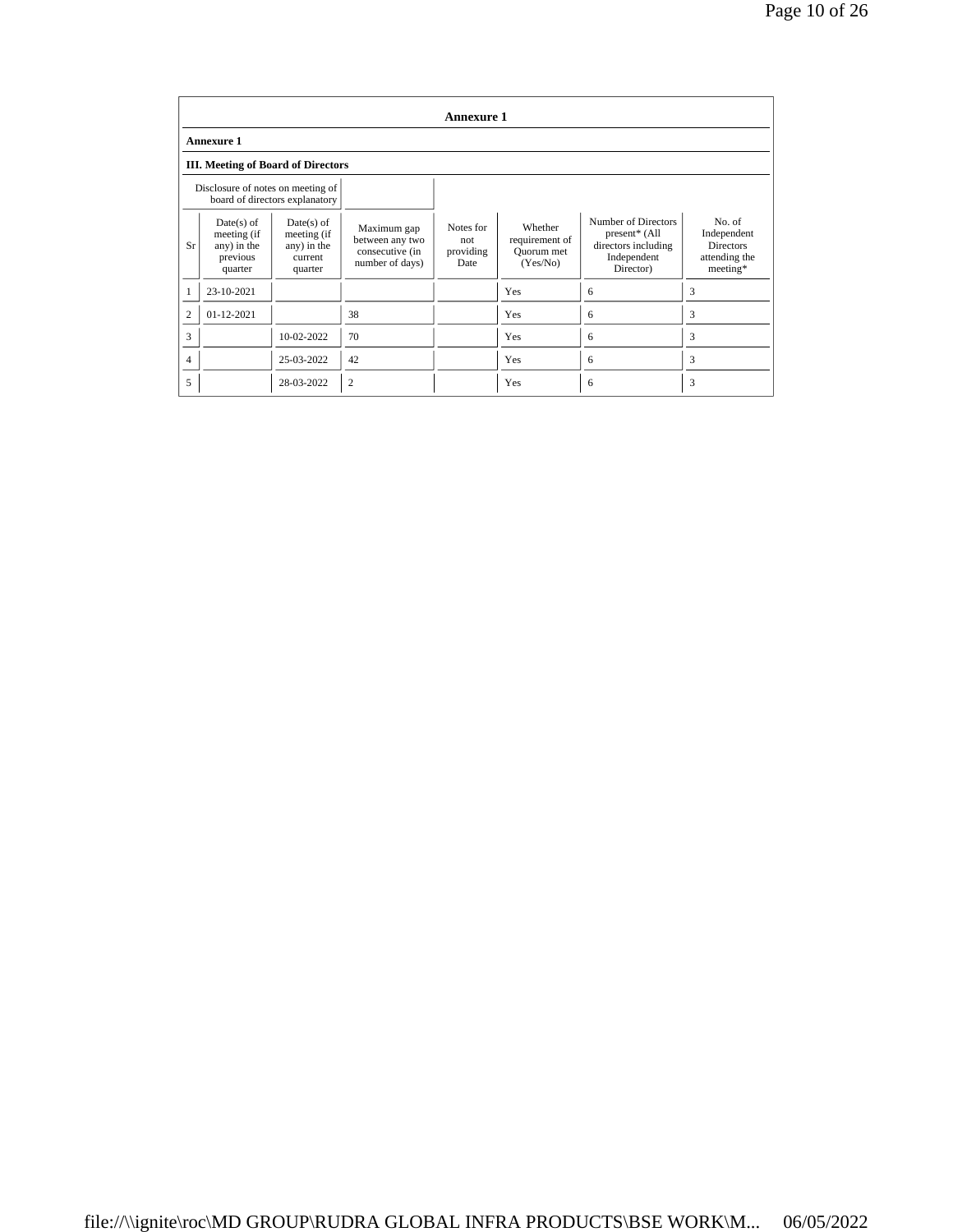## Annexure 1

**Annexure 1**

**III. Meeting of Board of Directors**

| Disclosure of notes on meeting of board of directors explanatory | | | | | | | |
|---|---|---|---|---|---|---|---|
| Sr | Date(s) of meeting (if any) in the previous quarter | Date(s) of meeting (if any) in the current quarter | Maximum gap between any two consecutive (in number of days) | Notes for not providing Date | Whether requirement of Quorum met (Yes/No) | Number of Directors present* (All directors including Independent Director) | No. of Independent Directors attending the meeting* |
| 1 | 23-10-2021 | | | | Yes | 6 | 3 |
| 2 | 01-12-2021 | | 38 | | Yes | 6 | 3 |
| 3 | | 10-02-2022 | 70 | | Yes | 6 | 3 |
| 4 | | 25-03-2022 | 42 | | Yes | 6 | 3 |
| 5 | | 28-03-2022 | 2 | | Yes | 6 | 3 |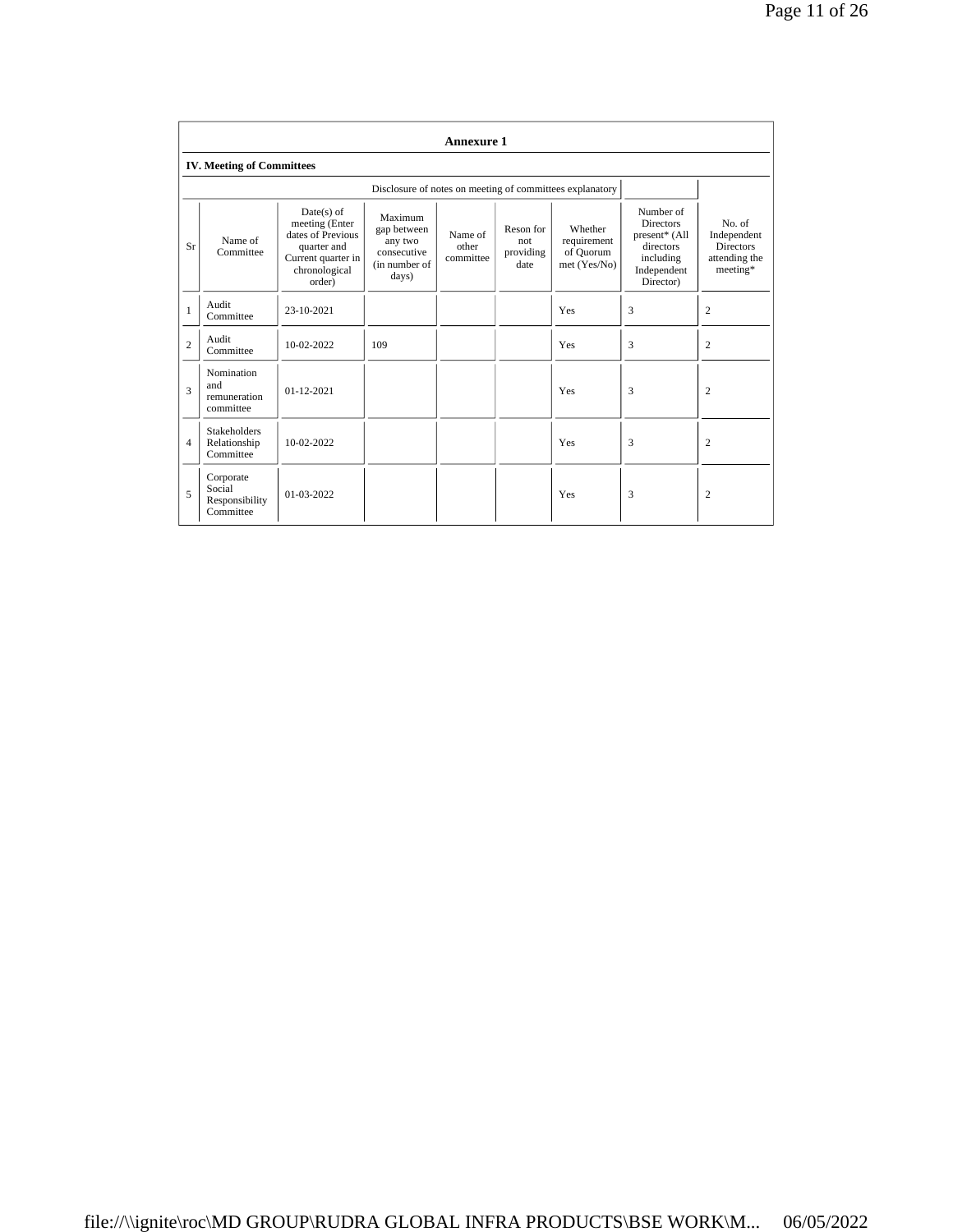## Annexure 1

### IV. Meeting of Committees

Disclosure of notes on meeting of committees explanatory

| Sr | Name of Committee | Date(s) of meeting (Enter dates of Previous quarter and Current quarter in chronological order) | Maximum gap between any two consecutive (in number of days) | Name of other committee | Reson for not providing date | Whether requirement of Quorum met (Yes/No) | Number of Directors present* (All directors including Independent Director) | No. of Independent Directors attending the meeting* |
|---|---|---|---|---|---|---|---|---|
| 1 | Audit Committee | 23-10-2021 | | | | Yes | 3 | 2 |
| 2 | Audit Committee | 10-02-2022 | 109 | | | Yes | 3 | 2 |
| 3 | Nomination and remuneration committee | 01-12-2021 | | | | Yes | 3 | 2 |
| 4 | Stakeholders Relationship Committee | 10-02-2022 | | | | Yes | 3 | 2 |
| 5 | Corporate Social Responsibility Committee | 01-03-2022 | | | | Yes | 3 | 2 |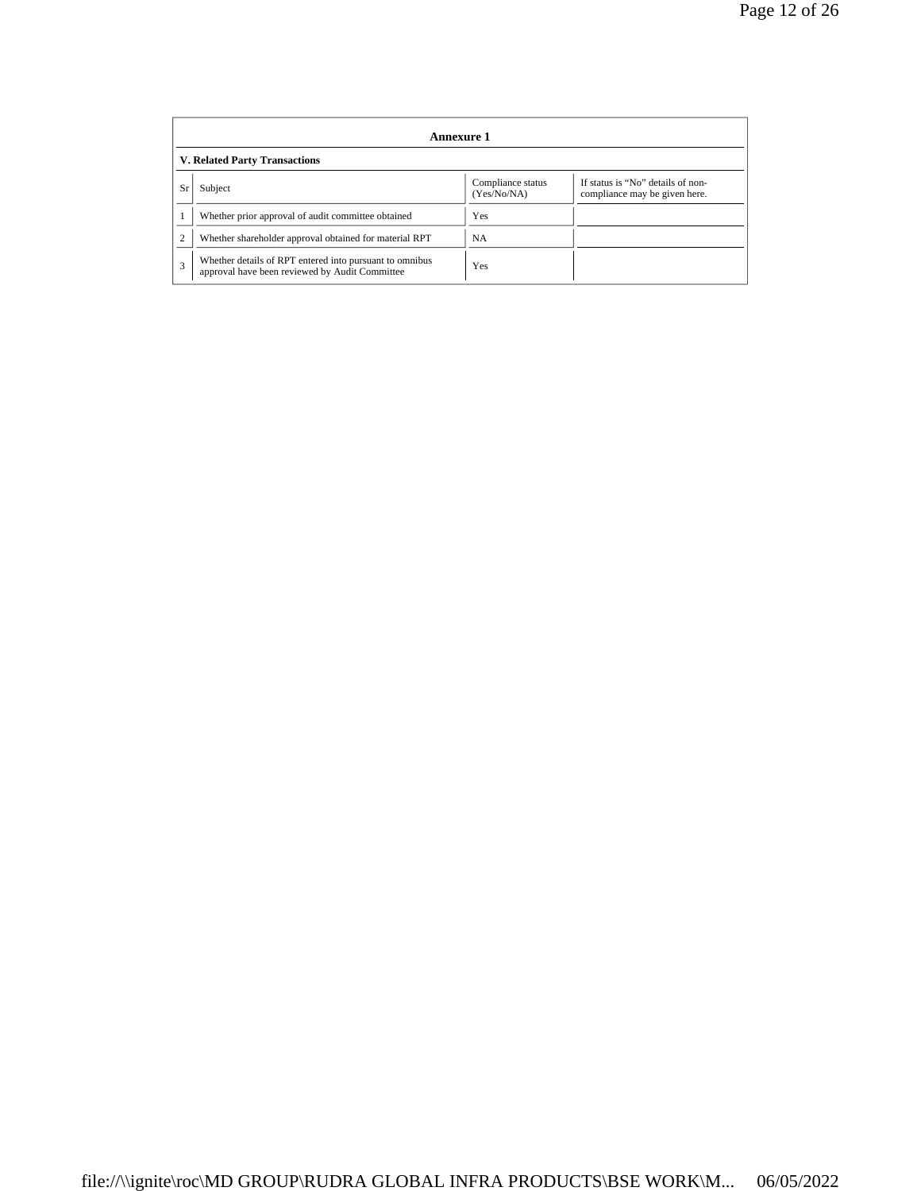## Annexure 1

### V. Related Party Transactions

| Sr | Subject | Compliance status (Yes/No/NA) | If status is "No" details of non-compliance may be given here. |
|---|---|---|---|
| 1 | Whether prior approval of audit committee obtained | Yes | |
| 2 | Whether shareholder approval obtained for material RPT | NA | |
| 3 | Whether details of RPT entered into pursuant to omnibus approval have been reviewed by Audit Committee | Yes | |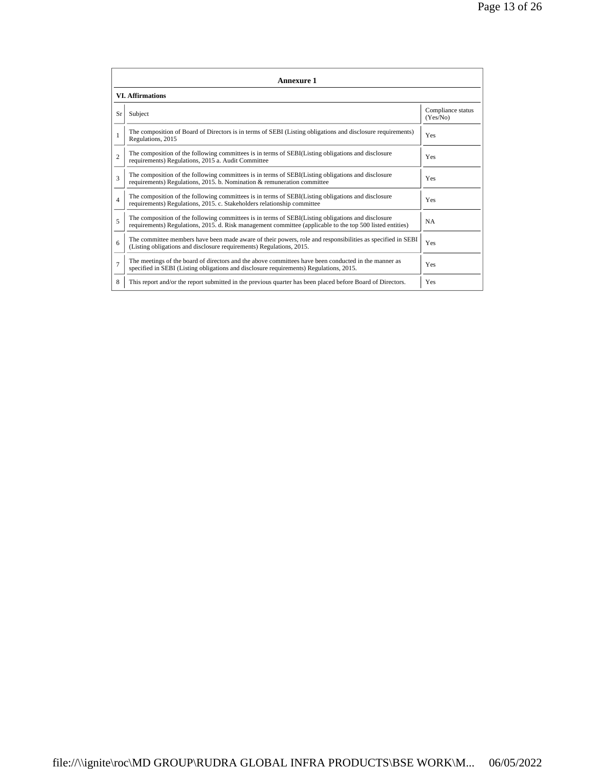## Annexure 1

### VI. Affirmations

| Sr | Subject | Compliance status (Yes/No) |
|---|---|---|
| 1 | The composition of Board of Directors is in terms of SEBI (Listing obligations and disclosure requirements) Regulations, 2015 | Yes |
| 2 | The composition of the following committees is in terms of SEBI(Listing obligations and disclosure requirements) Regulations, 2015 a. Audit Committee | Yes |
| 3 | The composition of the following committees is in terms of SEBI(Listing obligations and disclosure requirements) Regulations, 2015. b. Nomination & remuneration committee | Yes |
| 4 | The composition of the following committees is in terms of SEBI(Listing obligations and disclosure requirements) Regulations, 2015. c. Stakeholders relationship committee | Yes |
| 5 | The composition of the following committees is in terms of SEBI(Listing obligations and disclosure requirements) Regulations, 2015. d. Risk management committee (applicable to the top 500 listed entities) | NA |
| 6 | The committee members have been made aware of their powers, role and responsibilities as specified in SEBI (Listing obligations and disclosure requirements) Regulations, 2015. | Yes |
| 7 | The meetings of the board of directors and the above committees have been conducted in the manner as specified in SEBI (Listing obligations and disclosure requirements) Regulations, 2015. | Yes |
| 8 | This report and/or the report submitted in the previous quarter has been placed before Board of Directors. | Yes |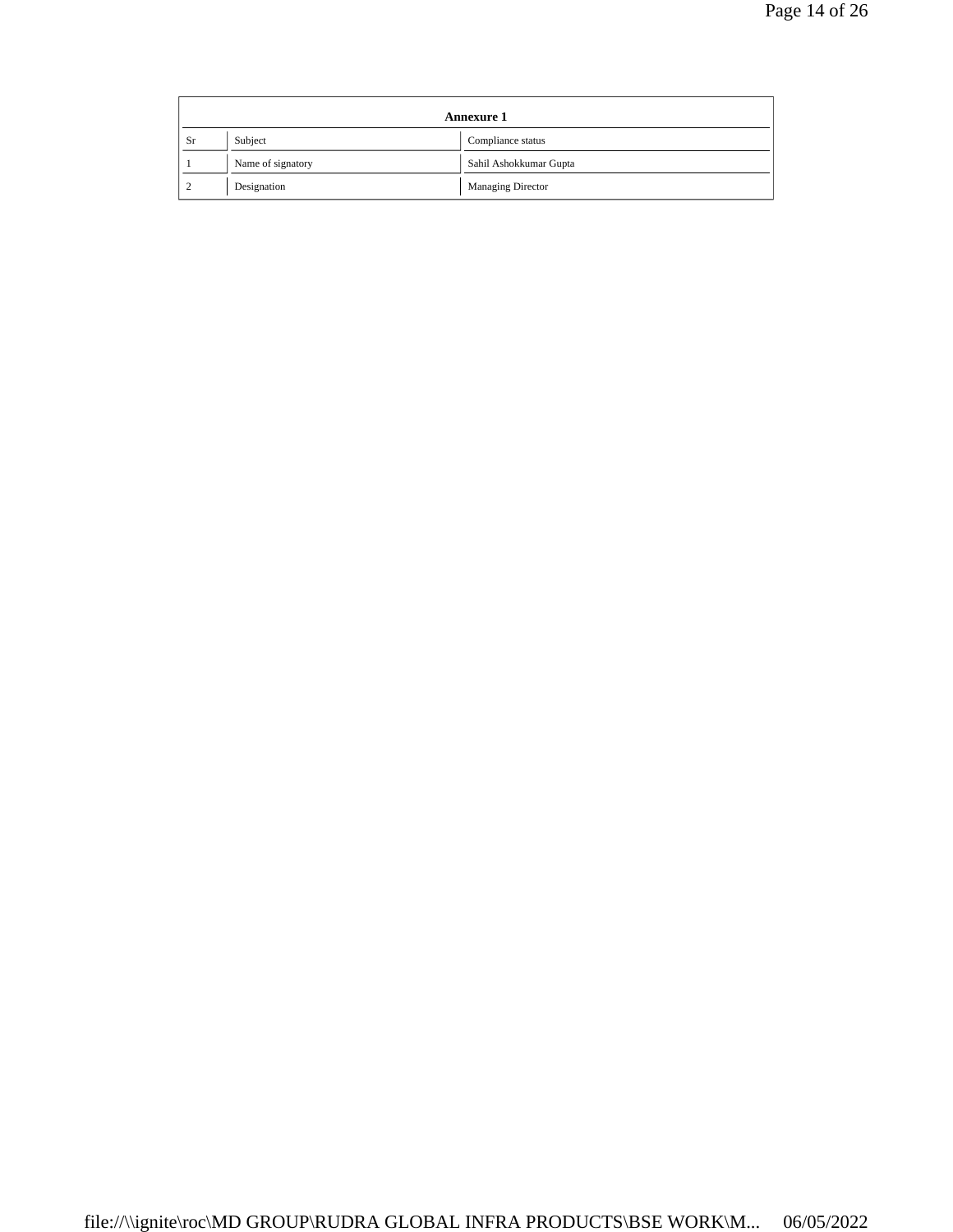| Annexure 1 | | |
|---|---|---|
| Sr | Subject | Compliance status |
| 1 | Name of signatory | Sahil Ashokkumar Gupta |
| 2 | Designation | Managing Director |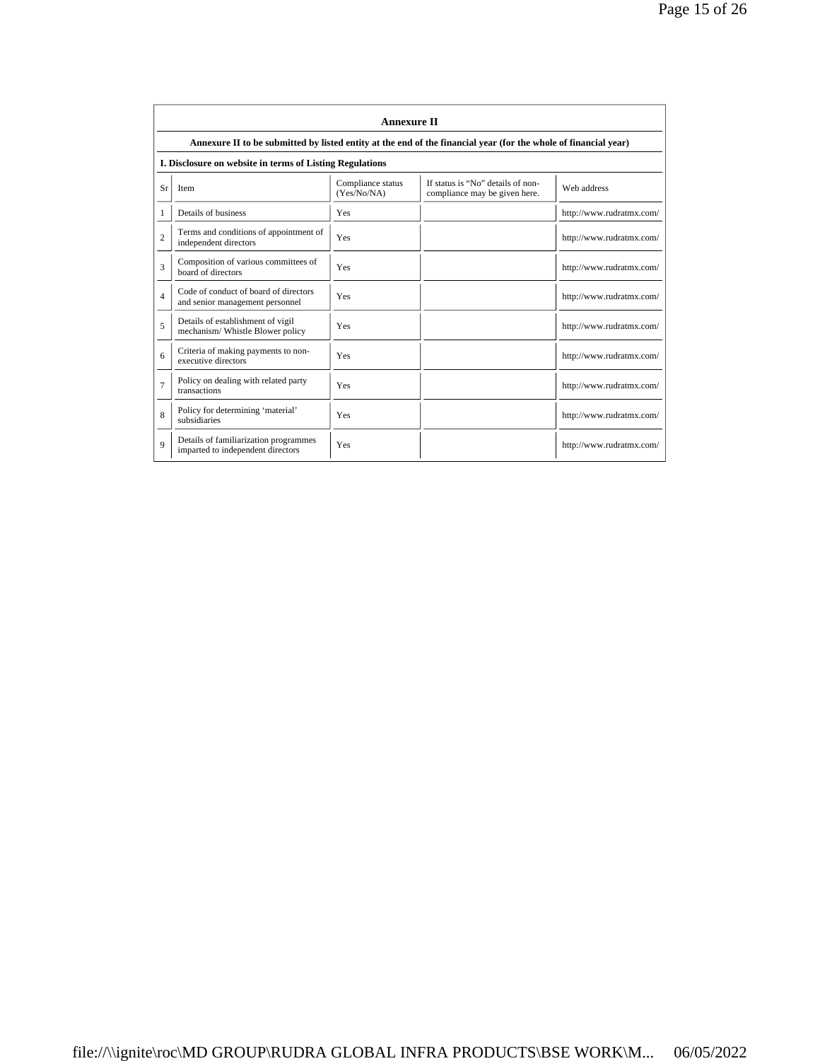## Annexure II

**Annexure II to be submitted by listed entity at the end of the financial year (for the whole of financial year)**

**I. Disclosure on website in terms of Listing Regulations**

| Sr | Item | Compliance status (Yes/No/NA) | If status is "No" details of non-compliance may be given here. | Web address |
|---|---|---|---|---|
| 1 | Details of business | Yes | | http://www.rudratmx.com/ |
| 2 | Terms and conditions of appointment of independent directors | Yes | | http://www.rudratmx.com/ |
| 3 | Composition of various committees of board of directors | Yes | | http://www.rudratmx.com/ |
| 4 | Code of conduct of board of directors and senior management personnel | Yes | | http://www.rudratmx.com/ |
| 5 | Details of establishment of vigil mechanism/ Whistle Blower policy | Yes | | http://www.rudratmx.com/ |
| 6 | Criteria of making payments to non-executive directors | Yes | | http://www.rudratmx.com/ |
| 7 | Policy on dealing with related party transactions | Yes | | http://www.rudratmx.com/ |
| 8 | Policy for determining 'material' subsidiaries | Yes | | http://www.rudratmx.com/ |
| 9 | Details of familiarization programmes imparted to independent directors | Yes | | http://www.rudratmx.com/ |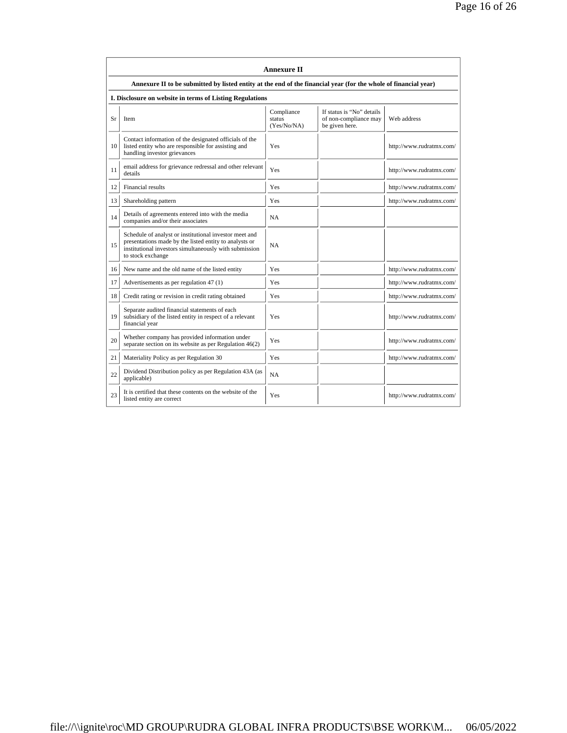## Annexure II

**Annexure II to be submitted by listed entity at the end of the financial year (for the whole of financial year)**

**I. Disclosure on website in terms of Listing Regulations**

| Sr | Item | Compliance status (Yes/No/NA) | If status is "No" details of non-compliance may be given here. | Web address |
|---|---|---|---|---|
| 10 | Contact information of the designated officials of the listed entity who are responsible for assisting and handling investor grievances | Yes | | http://www.rudratmx.com/ |
| 11 | email address for grievance redressal and other relevant details | Yes | | http://www.rudratmx.com/ |
| 12 | Financial results | Yes | | http://www.rudratmx.com/ |
| 13 | Shareholding pattern | Yes | | http://www.rudratmx.com/ |
| 14 | Details of agreements entered into with the media companies and/or their associates | NA | | |
| 15 | Schedule of analyst or institutional investor meet and presentations made by the listed entity to analysts or institutional investors simultaneously with submission to stock exchange | NA | | |
| 16 | New name and the old name of the listed entity | Yes | | http://www.rudratmx.com/ |
| 17 | Advertisements as per regulation 47 (1) | Yes | | http://www.rudratmx.com/ |
| 18 | Credit rating or revision in credit rating obtained | Yes | | http://www.rudratmx.com/ |
| 19 | Separate audited financial statements of each subsidiary of the listed entity in respect of a relevant financial year | Yes | | http://www.rudratmx.com/ |
| 20 | Whether company has provided information under separate section on its website as per Regulation 46(2) | Yes | | http://www.rudratmx.com/ |
| 21 | Materiality Policy as per Regulation 30 | Yes | | http://www.rudratmx.com/ |
| 22 | Dividend Distribution policy as per Regulation 43A (as applicable) | NA | | |
| 23 | It is certified that these contents on the website of the listed entity are correct | Yes | | http://www.rudratmx.com/ |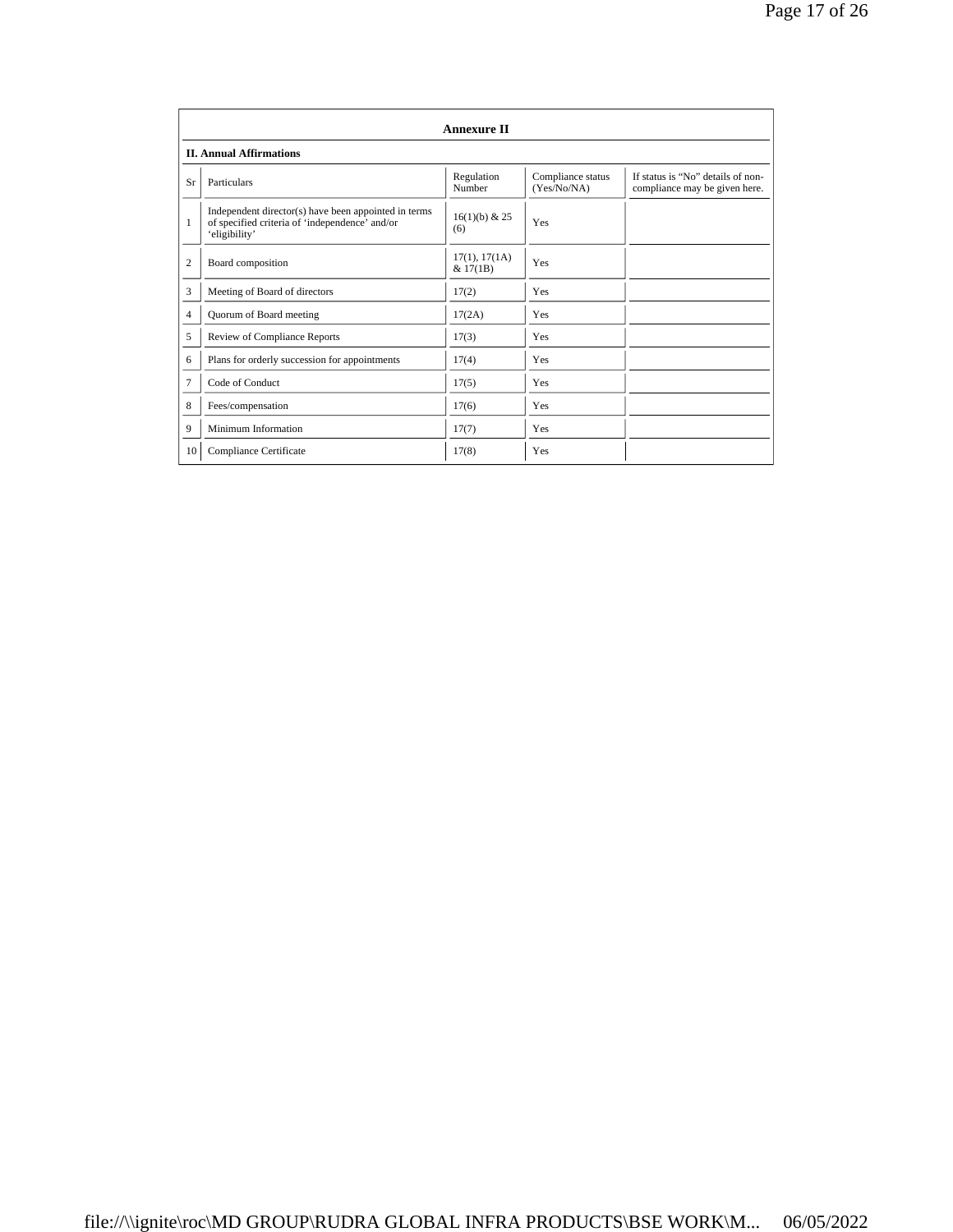## Annexure II

### II. Annual Affirmations

| Sr | Particulars | Regulation Number | Compliance status (Yes/No/NA) | If status is "No" details of non-compliance may be given here. |
|---|---|---|---|---|
| 1 | Independent director(s) have been appointed in terms of specified criteria of 'independence' and/or 'eligibility' | 16(1)(b) & 25 (6) | Yes | |
| 2 | Board composition | 17(1), 17(1A) & 17(1B) | Yes | |
| 3 | Meeting of Board of directors | 17(2) | Yes | |
| 4 | Quorum of Board meeting | 17(2A) | Yes | |
| 5 | Review of Compliance Reports | 17(3) | Yes | |
| 6 | Plans for orderly succession for appointments | 17(4) | Yes | |
| 7 | Code of Conduct | 17(5) | Yes | |
| 8 | Fees/compensation | 17(6) | Yes | |
| 9 | Minimum Information | 17(7) | Yes | |
| 10 | Compliance Certificate | 17(8) | Yes | |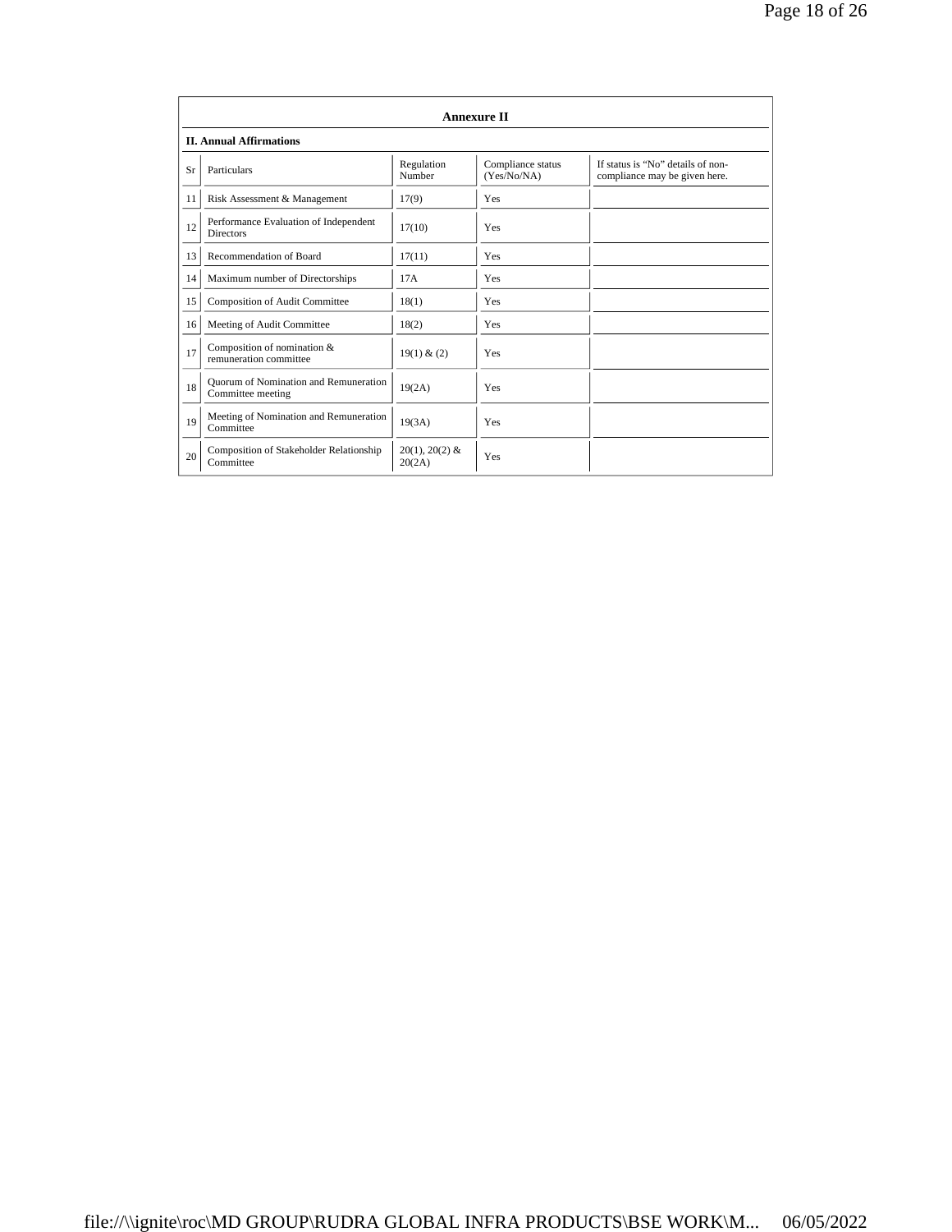## Annexure II

### II. Annual Affirmations

| Sr | Particulars | Regulation Number | Compliance status (Yes/No/NA) | If status is "No" details of non-compliance may be given here. |
|---|---|---|---|---|
| 11 | Risk Assessment & Management | 17(9) | Yes | |
| 12 | Performance Evaluation of Independent Directors | 17(10) | Yes | |
| 13 | Recommendation of Board | 17(11) | Yes | |
| 14 | Maximum number of Directorships | 17A | Yes | |
| 15 | Composition of Audit Committee | 18(1) | Yes | |
| 16 | Meeting of Audit Committee | 18(2) | Yes | |
| 17 | Composition of nomination & remuneration committee | 19(1) & (2) | Yes | |
| 18 | Quorum of Nomination and Remuneration Committee meeting | 19(2A) | Yes | |
| 19 | Meeting of Nomination and Remuneration Committee | 19(3A) | Yes | |
| 20 | Composition of Stakeholder Relationship Committee | 20(1), 20(2) & 20(2A) | Yes | |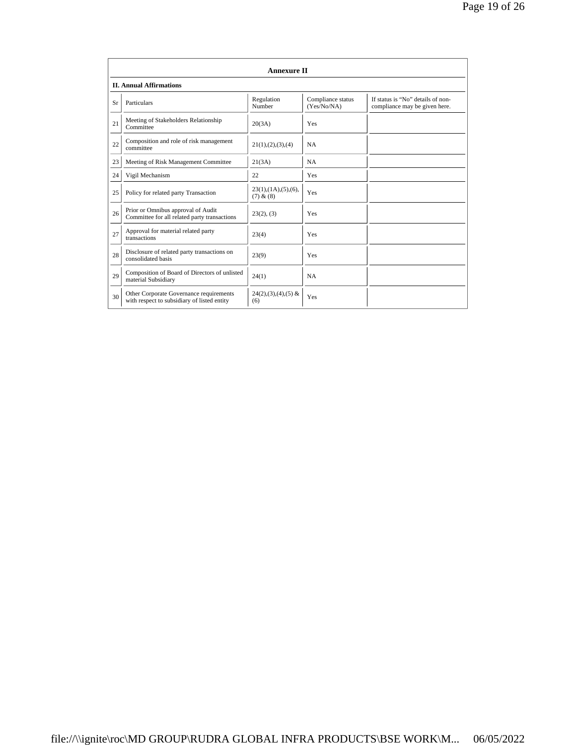## Annexure II

### II. Annual Affirmations

| Sr | Particulars | Regulation Number | Compliance status (Yes/No/NA) | If status is "No" details of non-compliance may be given here. |
|---|---|---|---|---|
| 21 | Meeting of Stakeholders Relationship Committee | 20(3A) | Yes | |
| 22 | Composition and role of risk management committee | 21(1),(2),(3),(4) | NA | |
| 23 | Meeting of Risk Management Committee | 21(3A) | NA | |
| 24 | Vigil Mechanism | 22 | Yes | |
| 25 | Policy for related party Transaction | 23(1),(1A),(5),(6), (7) & (8) | Yes | |
| 26 | Prior or Omnibus approval of Audit Committee for all related party transactions | 23(2), (3) | Yes | |
| 27 | Approval for material related party transactions | 23(4) | Yes | |
| 28 | Disclosure of related party transactions on consolidated basis | 23(9) | Yes | |
| 29 | Composition of Board of Directors of unlisted material Subsidiary | 24(1) | NA | |
| 30 | Other Corporate Governance requirements with respect to subsidiary of listed entity | 24(2),(3),(4),(5) & (6) | Yes | |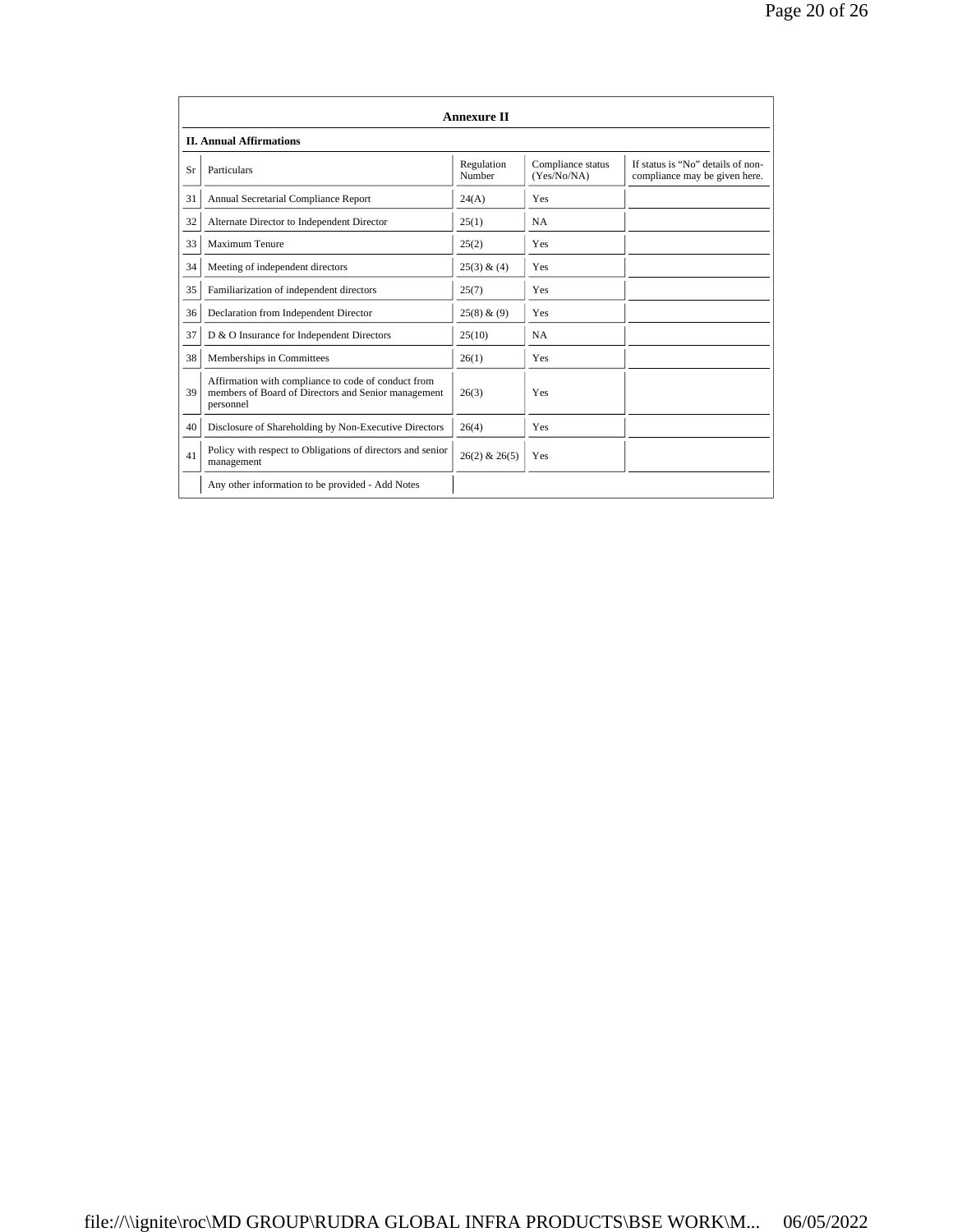## Annexure II

### II. Annual Affirmations

| Sr | Particulars | Regulation Number | Compliance status (Yes/No/NA) | If status is "No" details of non-compliance may be given here. |
|---|---|---|---|---|
| 31 | Annual Secretarial Compliance Report | 24(A) | Yes | |
| 32 | Alternate Director to Independent Director | 25(1) | NA | |
| 33 | Maximum Tenure | 25(2) | Yes | |
| 34 | Meeting of independent directors | 25(3) & (4) | Yes | |
| 35 | Familiarization of independent directors | 25(7) | Yes | |
| 36 | Declaration from Independent Director | 25(8) & (9) | Yes | |
| 37 | D & O Insurance for Independent Directors | 25(10) | NA | |
| 38 | Memberships in Committees | 26(1) | Yes | |
| 39 | Affirmation with compliance to code of conduct from members of Board of Directors and Senior management personnel | 26(3) | Yes | |
| 40 | Disclosure of Shareholding by Non-Executive Directors | 26(4) | Yes | |
| 41 | Policy with respect to Obligations of directors and senior management | 26(2) & 26(5) | Yes | |
| | Any other information to be provided - Add Notes | | | |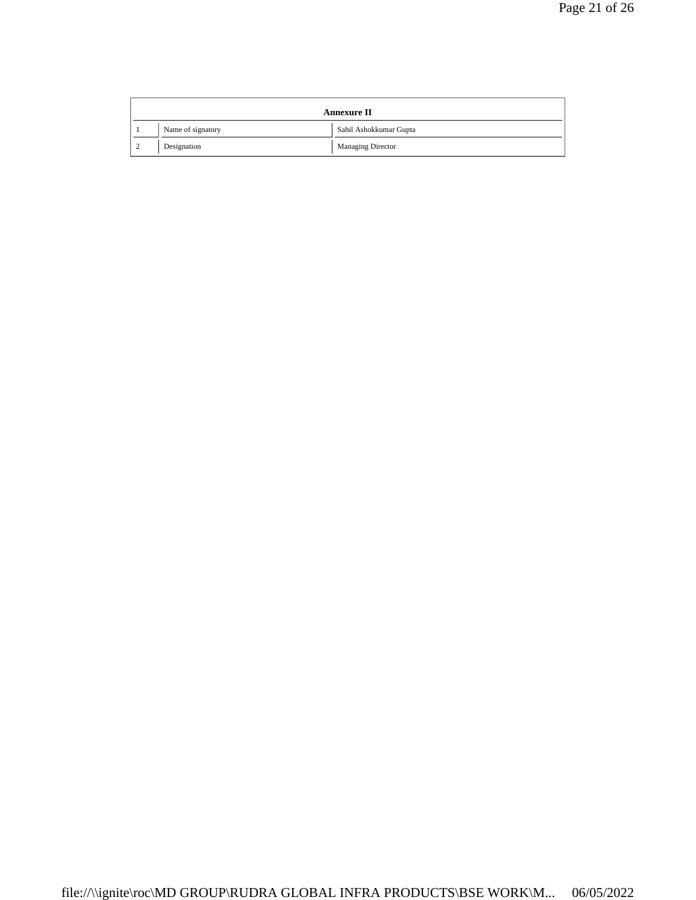| Annexure II | | |
|---|---|---|
| 1 | Name of signatory | Sahil Ashokkumar Gupta |
| 2 | Designation | Managing Director |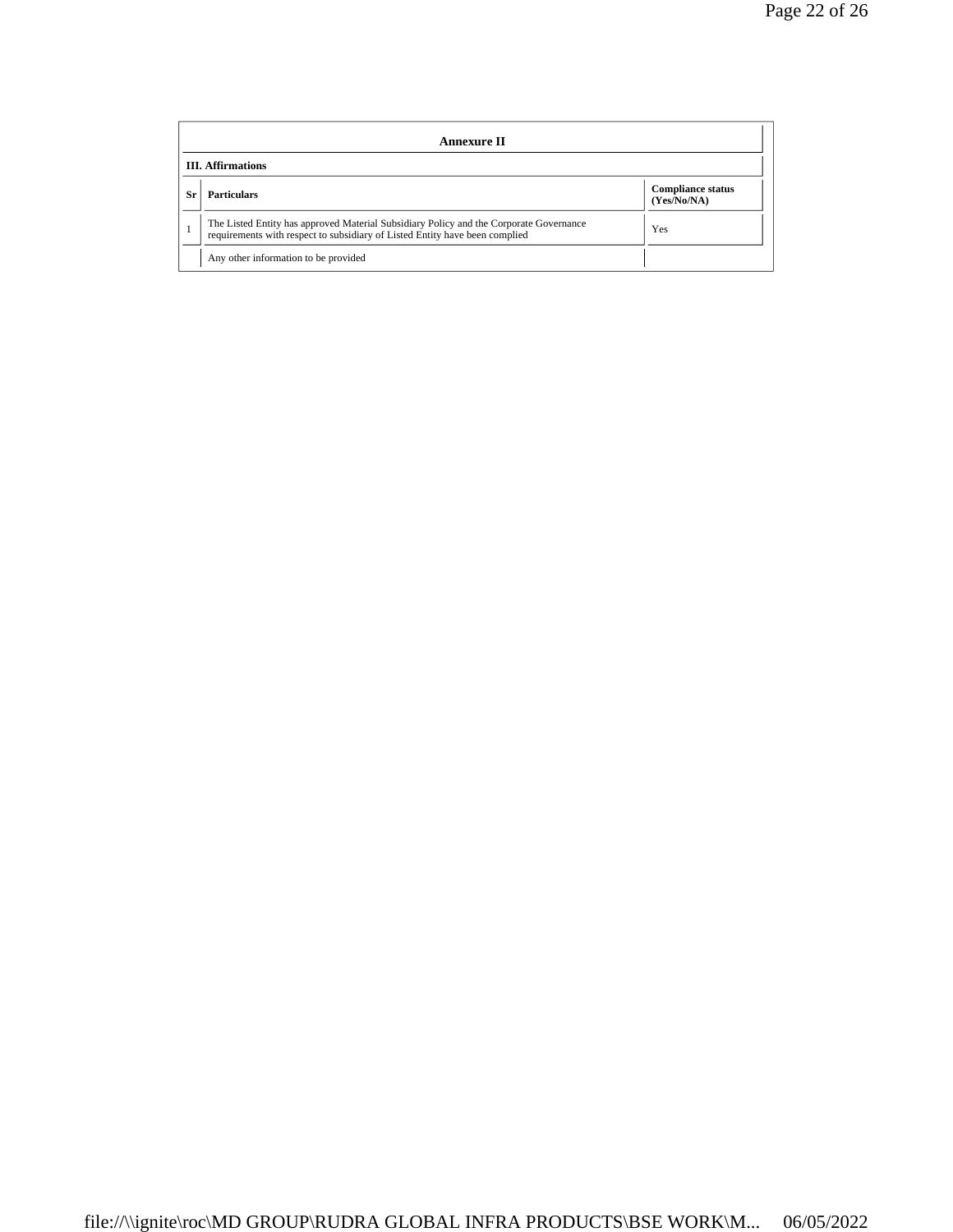## Annexure II

### III. Affirmations

| Sr | Particulars | Compliance status (Yes/No/NA) |
|---|---|---|
| 1 | The Listed Entity has approved Material Subsidiary Policy and the Corporate Governance requirements with respect to subsidiary of Listed Entity have been complied | Yes |
| | Any other information to be provided | |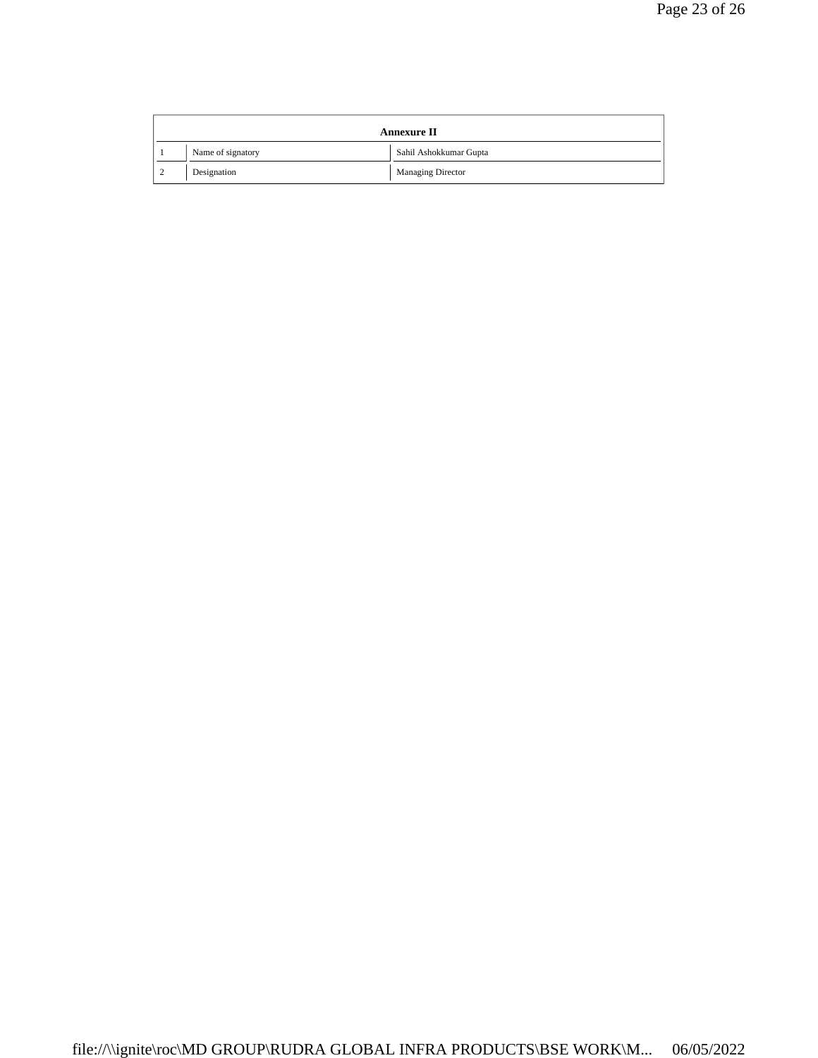| Annexure II | | |
|---|---|---|
| 1 | Name of signatory | Sahil Ashokkumar Gupta |
| 2 | Designation | Managing Director |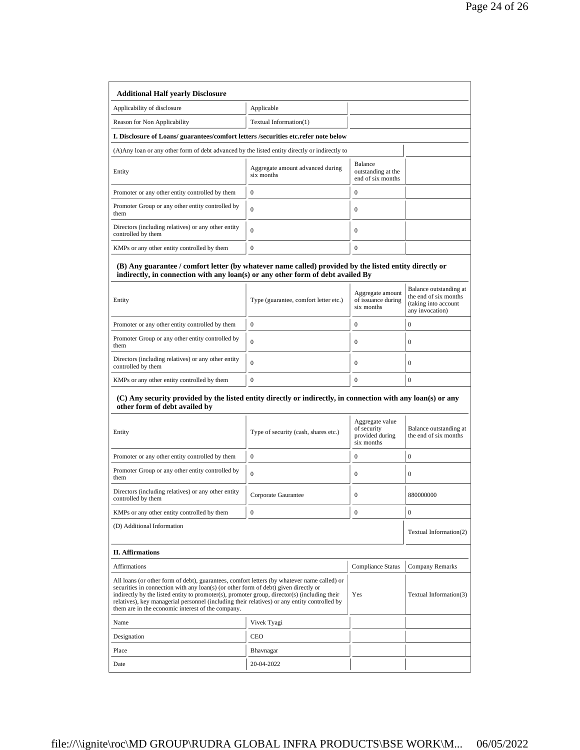**Additional Half yearly Disclosure**

| | | | |
|---|---|---|---|
| Applicability of disclosure | Applicable | | |
| Reason for Non Applicability | Textual Information(1) | | |

**I. Disclosure of Loans/ guarantees/comfort letters /securities etc.refer note below**

(A)Any loan or any other form of debt advanced by the listed entity directly or indirectly to

| Entity | Aggregate amount advanced during six months | Balance outstanding at the end of six months | |
|---|---|---|---|
| Promoter or any other entity controlled by them | 0 | 0 | |
| Promoter Group or any other entity controlled by them | 0 | 0 | |
| Directors (including relatives) or any other entity controlled by them | 0 | 0 | |
| KMPs or any other entity controlled by them | 0 | 0 | |

**(B) Any guarantee / comfort letter (by whatever name called) provided by the listed entity directly or indirectly, in connection with any loan(s) or any other form of debt availed By**

| Entity | Type (guarantee, comfort letter etc.) | Aggregate amount of issuance during six months | Balance outstanding at the end of six months (taking into account any invocation) |
|---|---|---|---|
| Promoter or any other entity controlled by them | 0 | 0 | 0 |
| Promoter Group or any other entity controlled by them | 0 | 0 | 0 |
| Directors (including relatives) or any other entity controlled by them | 0 | 0 | 0 |
| KMPs or any other entity controlled by them | 0 | 0 | 0 |

**(C) Any security provided by the listed entity directly or indirectly, in connection with any loan(s) or any other form of debt availed by**

| Entity | Type of security (cash, shares etc.) | Aggregate value of security provided during six months | Balance outstanding at the end of six months |
|---|---|---|---|
| Promoter or any other entity controlled by them | 0 | 0 | 0 |
| Promoter Group or any other entity controlled by them | 0 | 0 | 0 |
| Directors (including relatives) or any other entity controlled by them | Corporate Gaurantee | 0 | 880000000 |
| KMPs or any other entity controlled by them | 0 | 0 | 0 |

| | |
|---|---|
| (D) Additional Information | Textual Information(2) |

**II. Affirmations**

| Affirmations | | Compliance Status | Company Remarks |
|---|---|---|---|
| All loans (or other form of debt), guarantees, comfort letters (by whatever name called) or securities in connection with any loan(s) (or other form of debt) given directly or indirectly by the listed entity to promoter(s), promoter group, director(s) (including their relatives), key managerial personnel (including their relatives) or any entity controlled by them are in the economic interest of the company. | | Yes | Textual Information(3) |
| Name | Vivek Tyagi | | |
| Designation | CEO | | |
| Place | Bhavnagar | | |
| Date | 20-04-2022 | | |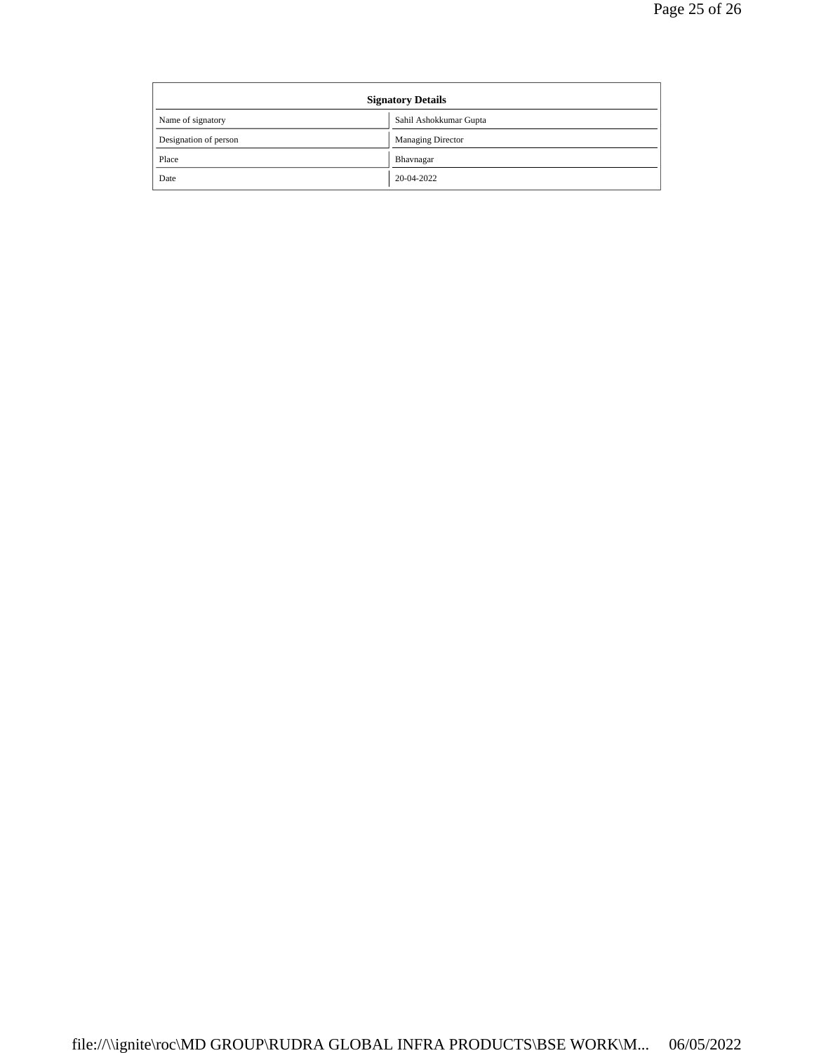| Signatory Details | |
|---|---|
| Name of signatory | Sahil Ashokkumar Gupta |
| Designation of person | Managing Director |
| Place | Bhavnagar |
| Date | 20-04-2022 |